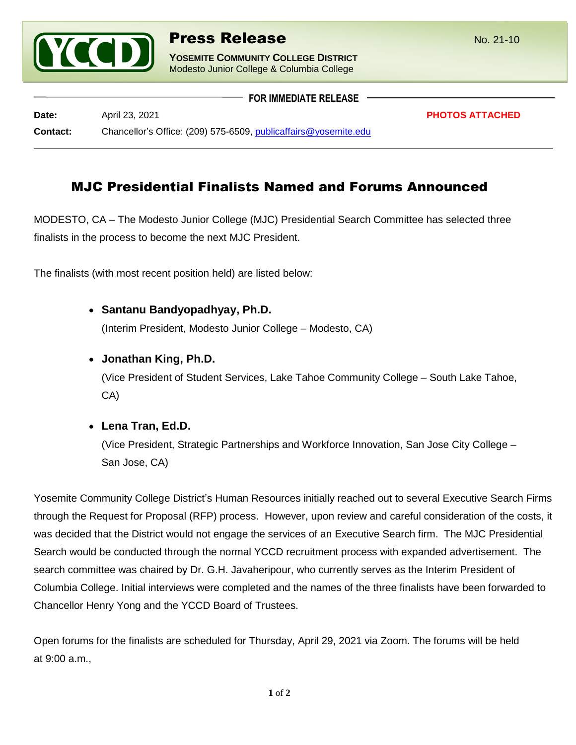**Press Release**

**YOSEMITE COMMUNITY COLLEGE DISTRICT**
Modesto Junior College & Columbia College

No. 21-10

**FOR IMMEDIATE RELEASE**

**Date:** April 23, 2021 **PHOTOS ATTACHED**

**Contact:** Chancellor's Office: (209) 575-6509, publicaffairs@yosemite.edu

# MJC Presidential Finalists Named and Forums Announced

MODESTO, CA – The Modesto Junior College (MJC) Presidential Search Committee has selected three finalists in the process to become the next MJC President.

The finalists (with most recent position held) are listed below:

- **Santanu Bandyopadhyay, Ph.D.**
  (Interim President, Modesto Junior College – Modesto, CA)
- **Jonathan King, Ph.D.**
  (Vice President of Student Services, Lake Tahoe Community College – South Lake Tahoe, CA)
- **Lena Tran, Ed.D.**
  (Vice President, Strategic Partnerships and Workforce Innovation, San Jose City College – San Jose, CA)

Yosemite Community College District's Human Resources initially reached out to several Executive Search Firms through the Request for Proposal (RFP) process. However, upon review and careful consideration of the costs, it was decided that the District would not engage the services of an Executive Search firm. The MJC Presidential Search would be conducted through the normal YCCD recruitment process with expanded advertisement. The search committee was chaired by Dr. G.H. Javaheripour, who currently serves as the Interim President of Columbia College. Initial interviews were completed and the names of the three finalists have been forwarded to Chancellor Henry Yong and the YCCD Board of Trustees.

Open forums for the finalists are scheduled for Thursday, April 29, 2021 via Zoom. The forums will be held at 9:00 a.m.,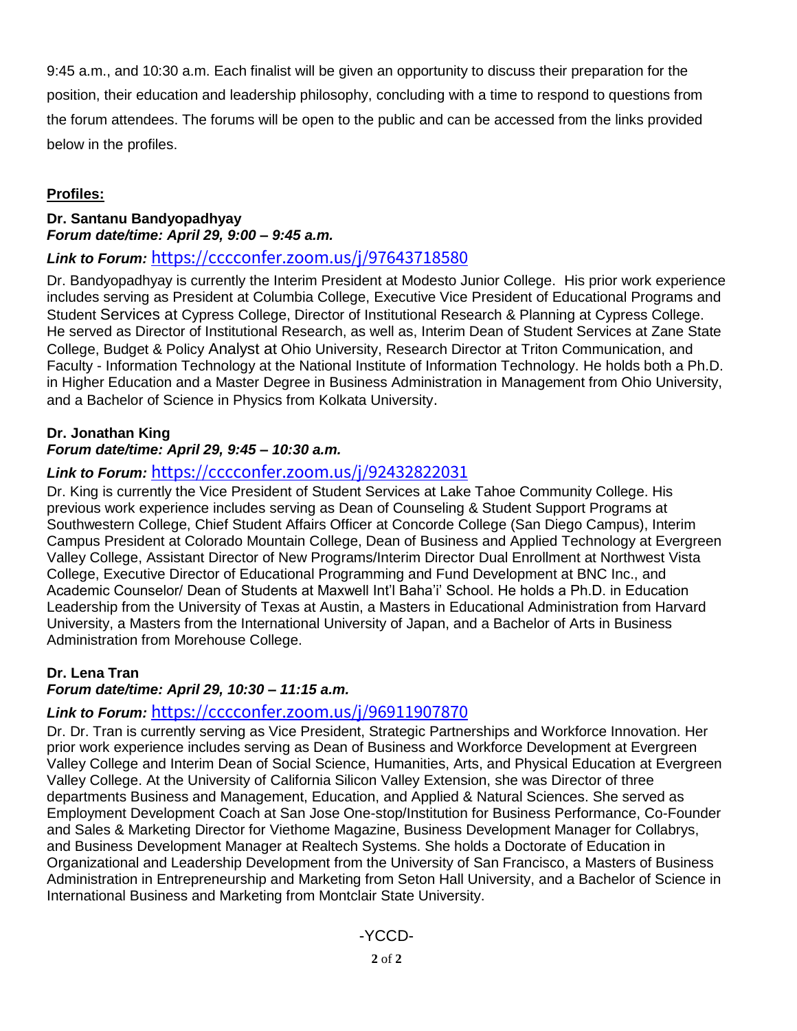9:45 a.m., and 10:30 a.m. Each finalist will be given an opportunity to discuss their preparation for the position, their education and leadership philosophy, concluding with a time to respond to questions from the forum attendees. The forums will be open to the public and can be accessed from the links provided below in the profiles.

**Profiles:**

**Dr. Santanu Bandyopadhyay**
***Forum date/time: April 29, 9:00 – 9:45 a.m.***

***Link to Forum:*** https://cccconfer.zoom.us/j/97643718580

Dr. Bandyopadhyay is currently the Interim President at Modesto Junior College. His prior work experience includes serving as President at Columbia College, Executive Vice President of Educational Programs and Student Services at Cypress College, Director of Institutional Research & Planning at Cypress College. He served as Director of Institutional Research, as well as, Interim Dean of Student Services at Zane State College, Budget & Policy Analyst at Ohio University, Research Director at Triton Communication, and Faculty - Information Technology at the National Institute of Information Technology. He holds both a Ph.D. in Higher Education and a Master Degree in Business Administration in Management from Ohio University, and a Bachelor of Science in Physics from Kolkata University.

**Dr. Jonathan King**
***Forum date/time: April 29, 9:45 – 10:30 a.m.***

***Link to Forum:*** https://cccconfer.zoom.us/j/92432822031

Dr. King is currently the Vice President of Student Services at Lake Tahoe Community College. His previous work experience includes serving as Dean of Counseling & Student Support Programs at Southwestern College, Chief Student Affairs Officer at Concorde College (San Diego Campus), Interim Campus President at Colorado Mountain College, Dean of Business and Applied Technology at Evergreen Valley College, Assistant Director of New Programs/Interim Director Dual Enrollment at Northwest Vista College, Executive Director of Educational Programming and Fund Development at BNC Inc., and Academic Counselor/ Dean of Students at Maxwell Int'l Baha'i' School. He holds a Ph.D. in Education Leadership from the University of Texas at Austin, a Masters in Educational Administration from Harvard University, a Masters from the International University of Japan, and a Bachelor of Arts in Business Administration from Morehouse College.

**Dr. Lena Tran**
***Forum date/time: April 29, 10:30 – 11:15 a.m.***

***Link to Forum:*** https://cccconfer.zoom.us/j/96911907870

Dr. Dr. Tran is currently serving as Vice President, Strategic Partnerships and Workforce Innovation. Her prior work experience includes serving as Dean of Business and Workforce Development at Evergreen Valley College and Interim Dean of Social Science, Humanities, Arts, and Physical Education at Evergreen Valley College. At the University of California Silicon Valley Extension, she was Director of three departments Business and Management, Education, and Applied & Natural Sciences. She served as Employment Development Coach at San Jose One-stop/Institution for Business Performance, Co-Founder and Sales & Marketing Director for Viethome Magazine, Business Development Manager for Collabrys, and Business Development Manager at Realtech Systems. She holds a Doctorate of Education in Organizational and Leadership Development from the University of San Francisco, a Masters of Business Administration in Entrepreneurship and Marketing from Seton Hall University, and a Bachelor of Science in International Business and Marketing from Montclair State University.

-YCCD-